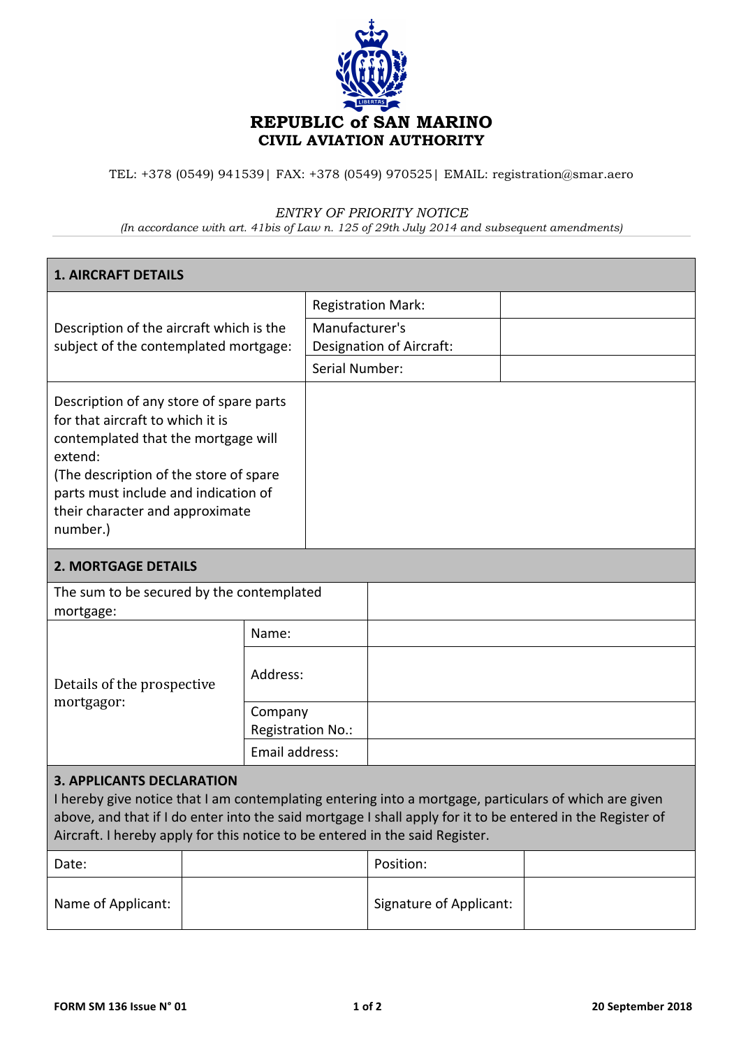# REPUBLIC of SAN MARINO
## CIVIL AVIATION AUTHORITY

TEL: +378 (0549) 941539| FAX: +378 (0549) 970525| EMAIL: registration@smar.aero

*ENTRY OF PRIORITY NOTICE*

*(In accordance with art. 41bis of Law n. 125 of 29th July 2014 and subsequent amendments)*

| **1. AIRCRAFT DETAILS** | | |
|---|---|---|
| Description of the aircraft which is the subject of the contemplated mortgage: | Registration Mark: | |
| | Manufacturer's Designation of Aircraft: | |
| | Serial Number: | |
| Description of any store of spare parts for that aircraft to which it is contemplated that the mortgage will extend: (The description of the store of spare parts must include and indication of their character and approximate number.) | | |

| **2. MORTGAGE DETAILS** | | |
|---|---|---|
| The sum to be secured by the contemplated mortgage: | | |
| Details of the prospective mortgagor: | Name: | |
| | Address: | |
| | Company Registration No.: | |
| | Email address: | |

**3. APPLICANTS DECLARATION**

I hereby give notice that I am contemplating entering into a mortgage, particulars of which are given above, and that if I do enter into the said mortgage I shall apply for it to be entered in the Register of Aircraft. I hereby apply for this notice to be entered in the said Register.

| Date: | | Position: | |
|---|---|---|---|
| Name of Applicant: | | Signature of Applicant: | |

FORM SM 136 Issue N° 01 — 20 September 2018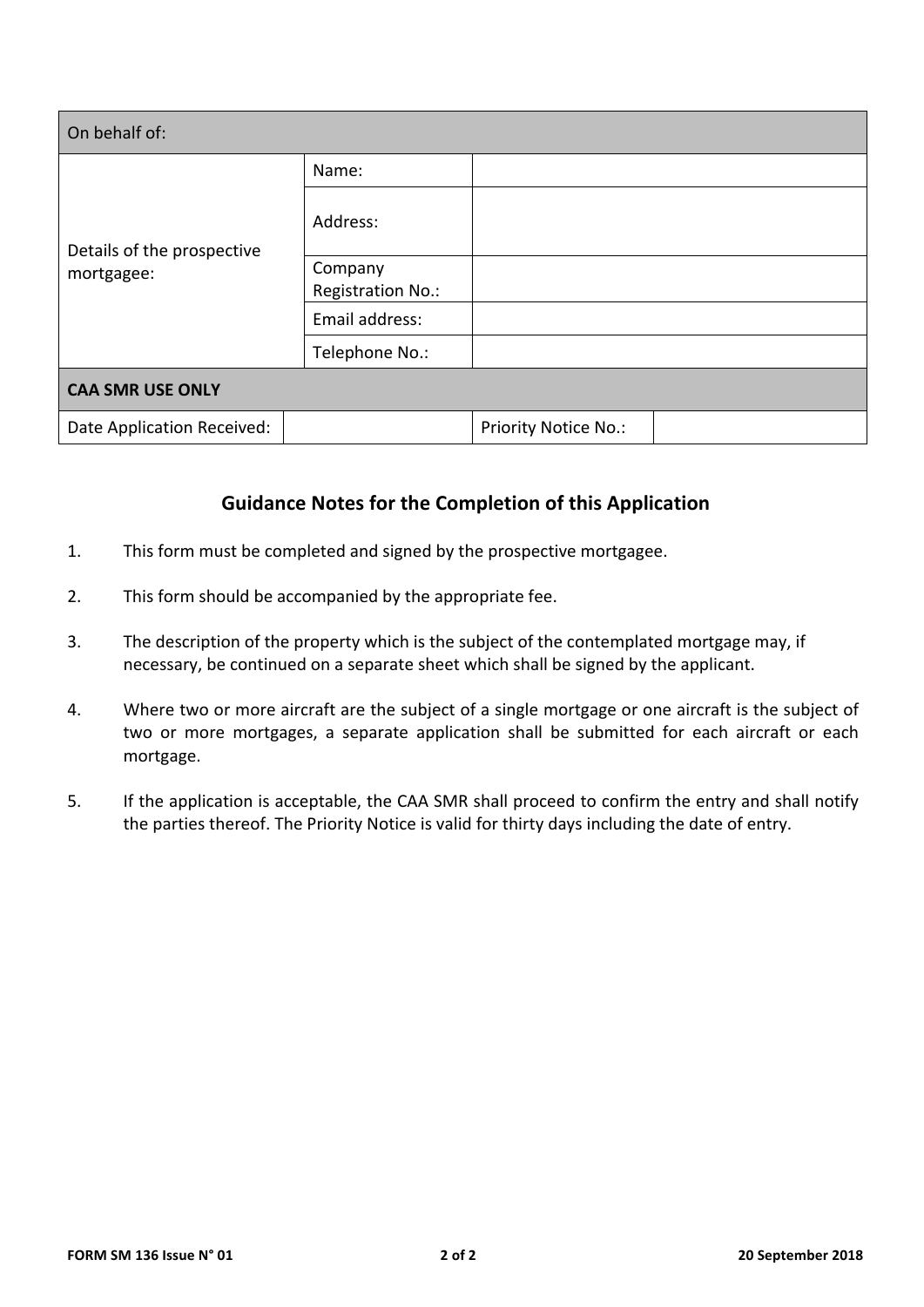| On behalf of: | | |
|---|---|---|
| Details of the prospective mortgagee: | Name: | |
| | Address: | |
| | Company Registration No.: | |
| | Email address: | |
| | Telephone No.: | |

| **CAA SMR USE ONLY** | | | |
|---|---|---|---|
| Date Application Received: | | Priority Notice No.: | |

## Guidance Notes for the Completion of this Application

1. This form must be completed and signed by the prospective mortgagee.

2. This form should be accompanied by the appropriate fee.

3. The description of the property which is the subject of the contemplated mortgage may, if necessary, be continued on a separate sheet which shall be signed by the applicant.

4. Where two or more aircraft are the subject of a single mortgage or one aircraft is the subject of two or more mortgages, a separate application shall be submitted for each aircraft or each mortgage.

5. If the application is acceptable, the CAA SMR shall proceed to confirm the entry and shall notify the parties thereof. The Priority Notice is valid for thirty days including the date of entry.

**FORM SM 136 Issue N° 01** **20 September 2018**